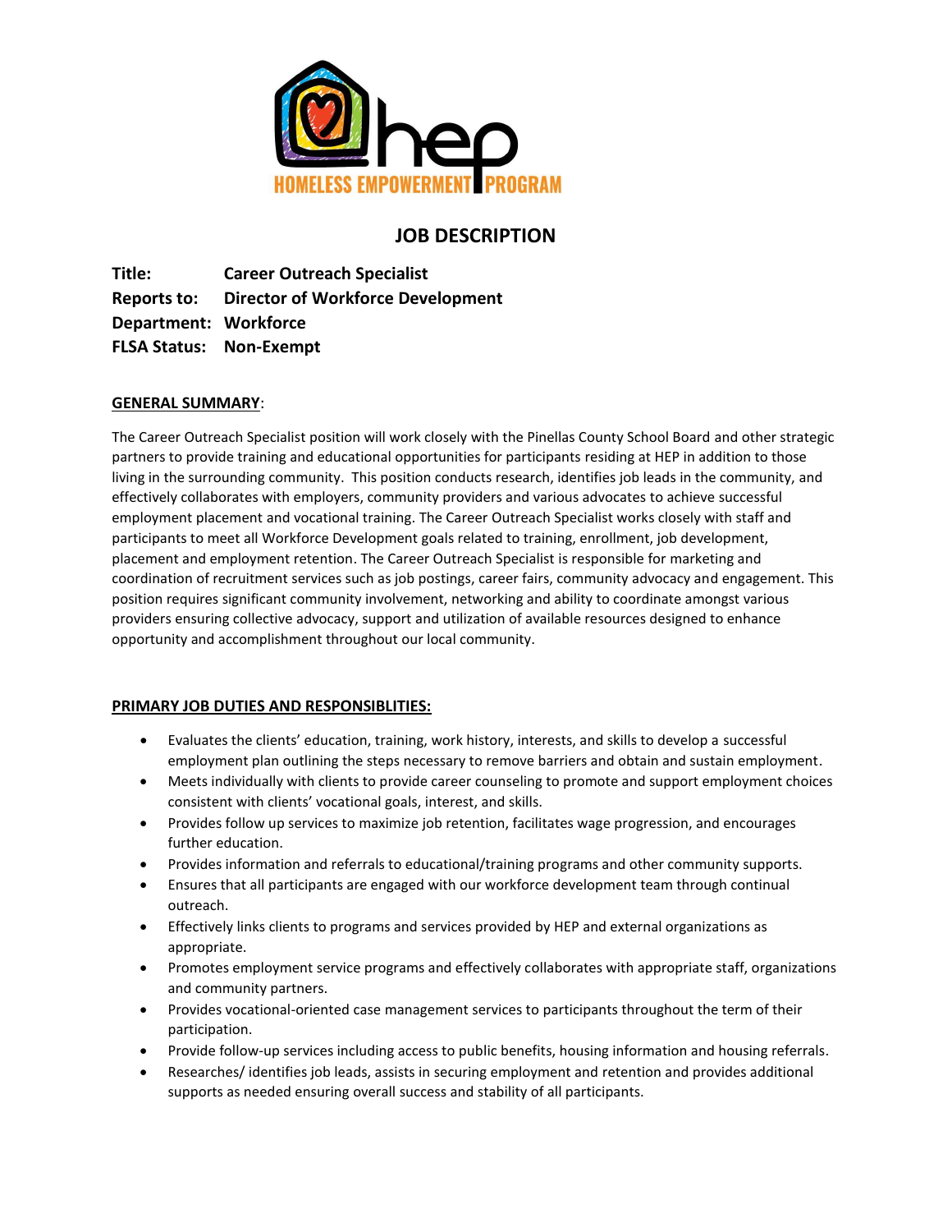HOMELESS EMPOWERMENT PROGRAM

# JOB DESCRIPTION

**Title:** **Career Outreach Specialist**
**Reports to:** **Director of Workforce Development**
**Department:** **Workforce**
**FLSA Status:** **Non-Exempt**

## GENERAL SUMMARY:

The Career Outreach Specialist position will work closely with the Pinellas County School Board and other strategic partners to provide training and educational opportunities for participants residing at HEP in addition to those living in the surrounding community. This position conducts research, identifies job leads in the community, and effectively collaborates with employers, community providers and various advocates to achieve successful employment placement and vocational training. The Career Outreach Specialist works closely with staff and participants to meet all Workforce Development goals related to training, enrollment, job development, placement and employment retention. The Career Outreach Specialist is responsible for marketing and coordination of recruitment services such as job postings, career fairs, community advocacy and engagement. This position requires significant community involvement, networking and ability to coordinate amongst various providers ensuring collective advocacy, support and utilization of available resources designed to enhance opportunity and accomplishment throughout our local community.

## PRIMARY JOB DUTIES AND RESPONSIBLITIES:

- Evaluates the clients' education, training, work history, interests, and skills to develop a successful employment plan outlining the steps necessary to remove barriers and obtain and sustain employment.
- Meets individually with clients to provide career counseling to promote and support employment choices consistent with clients' vocational goals, interest, and skills.
- Provides follow up services to maximize job retention, facilitates wage progression, and encourages further education.
- Provides information and referrals to educational/training programs and other community supports.
- Ensures that all participants are engaged with our workforce development team through continual outreach.
- Effectively links clients to programs and services provided by HEP and external organizations as appropriate.
- Promotes employment service programs and effectively collaborates with appropriate staff, organizations and community partners.
- Provides vocational-oriented case management services to participants throughout the term of their participation.
- Provide follow-up services including access to public benefits, housing information and housing referrals.
- Researches/ identifies job leads, assists in securing employment and retention and provides additional supports as needed ensuring overall success and stability of all participants.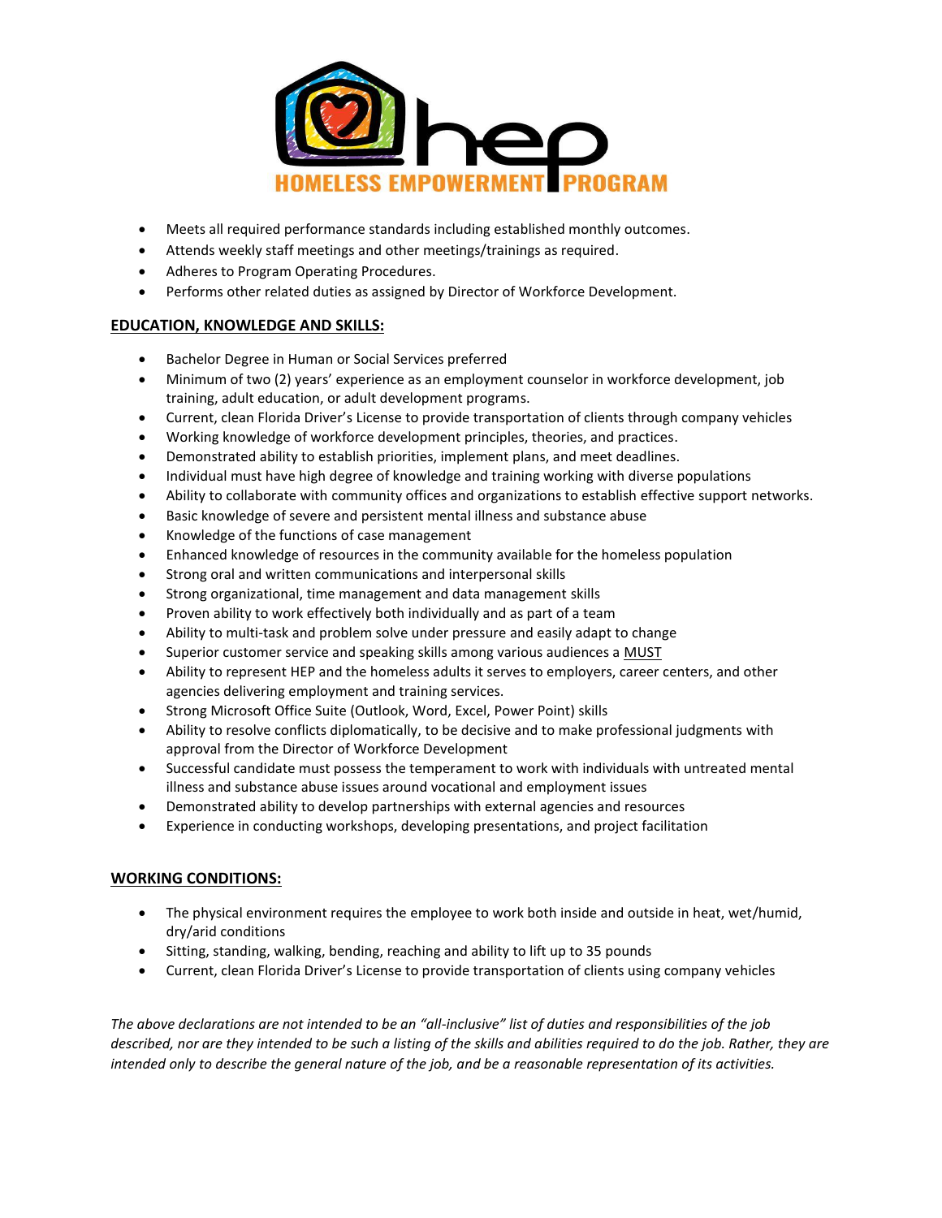- Meets all required performance standards including established monthly outcomes.
- Attends weekly staff meetings and other meetings/trainings as required.
- Adheres to Program Operating Procedures.
- Performs other related duties as assigned by Director of Workforce Development.

## EDUCATION, KNOWLEDGE AND SKILLS:

- Bachelor Degree in Human or Social Services preferred
- Minimum of two (2) years' experience as an employment counselor in workforce development, job training, adult education, or adult development programs.
- Current, clean Florida Driver's License to provide transportation of clients through company vehicles
- Working knowledge of workforce development principles, theories, and practices.
- Demonstrated ability to establish priorities, implement plans, and meet deadlines.
- Individual must have high degree of knowledge and training working with diverse populations
- Ability to collaborate with community offices and organizations to establish effective support networks.
- Basic knowledge of severe and persistent mental illness and substance abuse
- Knowledge of the functions of case management
- Enhanced knowledge of resources in the community available for the homeless population
- Strong oral and written communications and interpersonal skills
- Strong organizational, time management and data management skills
- Proven ability to work effectively both individually and as part of a team
- Ability to multi-task and problem solve under pressure and easily adapt to change
- Superior customer service and speaking skills among various audiences a MUST
- Ability to represent HEP and the homeless adults it serves to employers, career centers, and other agencies delivering employment and training services.
- Strong Microsoft Office Suite (Outlook, Word, Excel, Power Point) skills
- Ability to resolve conflicts diplomatically, to be decisive and to make professional judgments with approval from the Director of Workforce Development
- Successful candidate must possess the temperament to work with individuals with untreated mental illness and substance abuse issues around vocational and employment issues
- Demonstrated ability to develop partnerships with external agencies and resources
- Experience in conducting workshops, developing presentations, and project facilitation

## WORKING CONDITIONS:

- The physical environment requires the employee to work both inside and outside in heat, wet/humid, dry/arid conditions
- Sitting, standing, walking, bending, reaching and ability to lift up to 35 pounds
- Current, clean Florida Driver's License to provide transportation of clients using company vehicles

*The above declarations are not intended to be an "all-inclusive" list of duties and responsibilities of the job described, nor are they intended to be such a listing of the skills and abilities required to do the job. Rather, they are intended only to describe the general nature of the job, and be a reasonable representation of its activities.*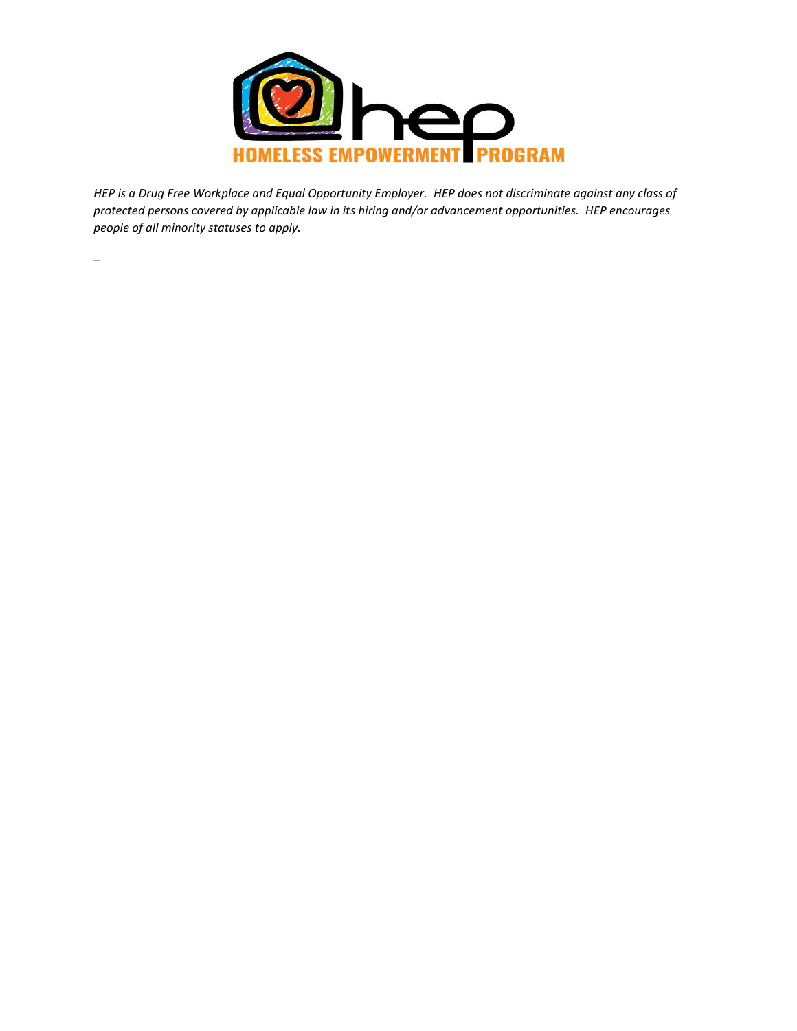HOMELESS EMPOWERMENT PROGRAM

*HEP is a Drug Free Workplace and Equal Opportunity Employer. HEP does not discriminate against any class of protected persons covered by applicable law in its hiring and/or advancement opportunities. HEP encourages people of all minority statuses to apply.*